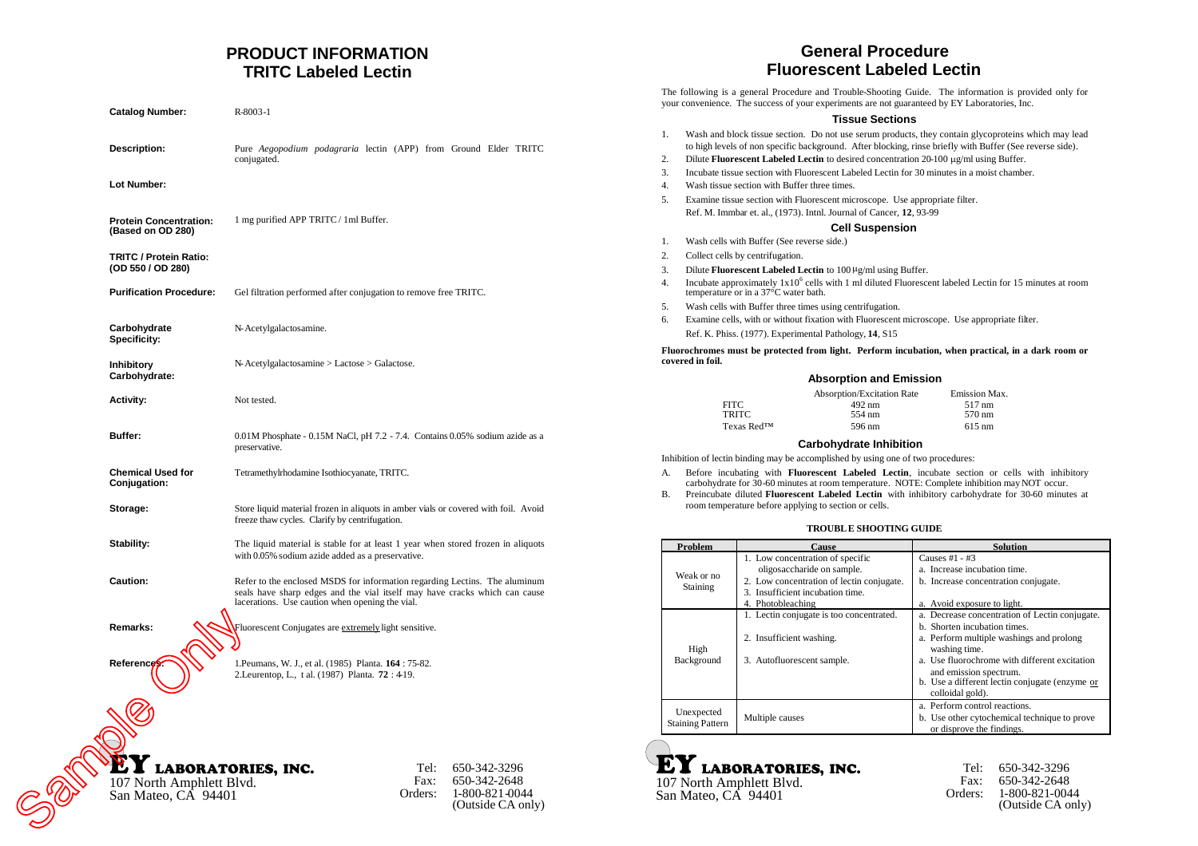# PRODUCT INFORMATION
# TRITC Labeled Lectin

| | |
|---|---|
| **Catalog Number:** | R-8003-1 |
| **Description:** | Pure *Aegopodium podagraria* lectin (APP) from Ground Elder TRITC conjugated. |
| **Lot Number:** | |
| **Protein Concentration: (Based on OD 280)** | 1 mg purified APP TRITC / 1ml Buffer. |
| **TRITC / Protein Ratio: (OD 550 / OD 280)** | |
| **Purification Procedure:** | Gel filtration performed after conjugation to remove free TRITC. |
| **Carbohydrate Specificity:** | N-Acetylgalactosamine. |
| **Inhibitory Carbohydrate:** | N-Acetylgalactosamine > Lactose > Galactose. |
| **Activity:** | Not tested. |
| **Buffer:** | 0.01M Phosphate - 0.15M NaCl, pH 7.2 - 7.4. Contains 0.05% sodium azide as a preservative. |
| **Chemical Used for Conjugation:** | Tetramethylrhodamine Isothiocyanate, TRITC. |
| **Storage:** | Store liquid material frozen in aliquots in amber vials or covered with foil. Avoid freeze thaw cycles. Clarify by centrifugation. |
| **Stability:** | The liquid material is stable for at least 1 year when stored frozen in aliquots with 0.05% sodium azide added as a preservative. |
| **Caution:** | Refer to the enclosed MSDS for information regarding Lectins. The aluminum seals have sharp edges and the vial itself may have cracks which can cause lacerations. Use caution when opening the vial. |
| **Remarks:** | Fluorescent Conjugates are <u>extremely</u> light sensitive. |
| **References:** | 1.Peumans, W. J., et al. (1985) Planta. **164** : 75-82. 2.Leurentop, L., t al. (1987) Planta. **72** : 4-19. |

Sample Only

**EY LABORATORIES, INC.**
107 North Amphlett Blvd.
San Mateo, CA 94401

Tel: 650-342-3296
Fax: 650-342-2648
Orders: 1-800-821-0044 (Outside CA only)

# General Procedure
# Fluorescent Labeled Lectin

The following is a general Procedure and Trouble-Shooting Guide. The information is provided only for your convenience. The success of your experiments are not guaranteed by EY Laboratories, Inc.

### Tissue Sections

1. Wash and block tissue section. Do not use serum products, they contain glycoproteins which may lead to high levels of non specific background. After blocking, rinse briefly with Buffer (See reverse side).
2. Dilute **Fluorescent Labeled Lectin** to desired concentration 20-100 μg/ml using Buffer.
3. Incubate tissue section with Fluorescent Labeled Lectin for 30 minutes in a moist chamber.
4. Wash tissue section with Buffer three times.
5. Examine tissue section with Fluorescent microscope. Use appropriate filter.

Ref. M. Immbar et. al., (1973). Intnl. Journal of Cancer, **12**, 93-99

### Cell Suspension

1. Wash cells with Buffer (See reverse side.)
2. Collect cells by centrifugation.
3. Dilute **Fluorescent Labeled Lectin** to 100 μg/ml using Buffer.
4. Incubate approximately $1x10^6$ cells with 1 ml diluted Fluorescent labeled Lectin for 15 minutes at room temperature or in a 37°C water bath.
5. Wash cells with Buffer three times using centrifugation.
6. Examine cells, with or without fixation with Fluorescent microscope. Use appropriate filter.

Ref. K. Phiss. (1977). Experimental Pathology, **14**, S15

**Fluorochromes must be protected from light. Perform incubation, when practical, in a dark room or covered in foil.**

### Absorption and Emission

| | Absorption/Excitation Rate | Emission Max. |
|---|---|---|
| FITC | 492 nm | 517 nm |
| TRITC | 554 nm | 570 nm |
| Texas Red™ | 596 nm | 615 nm |

### Carbohydrate Inhibition

Inhibition of lectin binding may be accomplished by using one of two procedures:

A. Before incubating with **Fluorescent Labeled Lectin**, incubate section or cells with inhibitory carbohydrate for 30-60 minutes at room temperature. NOTE: Complete inhibition may NOT occur.

B. Preincubate diluted **Fluorescent Labeled Lectin** with inhibitory carbohydrate for 30-60 minutes at room temperature before applying to section or cells.

**TROUBLE SHOOTING GUIDE**

| Problem | Cause | Solution |
|---|---|---|
| Weak or no Staining | 1. Low concentration of specific oligosaccharide on sample.<br>2. Low concentration of lectin conjugate.<br>3. Insufficient incubation time.<br>4. Photobleaching | Causes #1 - #3<br>a. Increase incubation time.<br>b. Increase concentration conjugate.<br><br>a. Avoid exposure to light. |
| High Background | 1. Lectin conjugate is too concentrated.<br><br>2. Insufficient washing.<br><br>3. Autofluorescent sample. | a. Decrease concentration of Lectin conjugate.<br>b. Shorten incubation times.<br>a. Perform multiple washings and prolong washing time.<br>a. Use fluorochrome with different excitation and emission spectrum.<br>b. Use a different lectin conjugate (enzyme <u>or</u> colloidal gold). |
| Unexpected Staining Pattern | Multiple causes | a. Perform control reactions.<br>b. Use other cytochemical technique to prove or disprove the findings. |

**EY LABORATORIES, INC.**
107 North Amphlett Blvd.
San Mateo, CA 94401

Tel: 650-342-3296
Fax: 650-342-2648
Orders: 1-800-821-0044 (Outside CA only)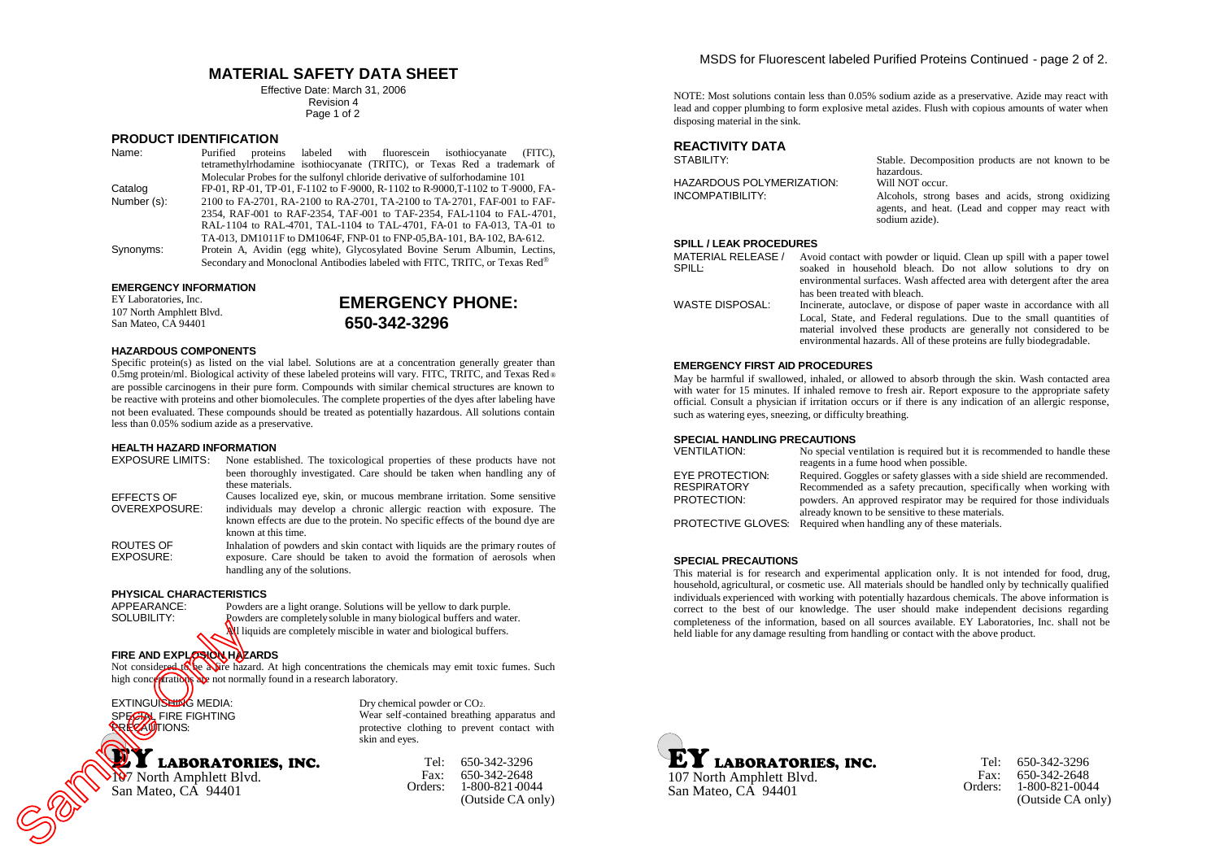# MATERIAL SAFETY DATA SHEET

Effective Date: March 31, 2006
Revision 4

## PRODUCT IDENTIFICATION

| | |
|---|---|
| Name: | Purified proteins labeled with fluorescein isothiocyanate (FITC), tetramethylrhodamine isothiocyanate (TRITC), or Texas Red a trademark of Molecular Probes for the sulfonyl chloride derivative of sulforhodamine 101 |
| Catalog Number (s): | FP-01, RP-01, TP-01, F-1102 to F-9000, R-1102 to R-9000,T-1102 to T-9000, FA-2100 to FA-2701, RA-2100 to RA-2701, TA-2100 to TA-2701, FAF-001 to FAF-2354, RAF-001 to RAF-2354, TAF-001 to TAF-2354, FAL-1104 to FAL-4701, RAL-1104 to RAL-4701, TAL-1104 to TAL-4701, FA-01 to FA-013, TA-01 to TA-013, DM1011F to DM1064F, FNP-01 to FNP-05,BA-101, BA-102, BA-612. |
| Synonyms: | Protein A, Avidin (egg white), Glycosylated Bovine Serum Albumin, Lectins, Secondary and Monoclonal Antibodies labeled with FITC, TRITC, or Texas Red® |

### EMERGENCY INFORMATION

EY Laboratories, Inc.
107 North Amphlett Blvd.
San Mateo, CA 94401

**EMERGENCY PHONE: 650-342-3296**

### HAZARDOUS COMPONENTS

Specific protein(s) as listed on the vial label. Solutions are at a concentration generally greater than 0.5mg protein/ml. Biological activity of these labeled proteins will vary. FITC, TRITC, and Texas Red® are possible carcinogens in their pure form. Compounds with similar chemical structures are known to be reactive with proteins and other biomolecules. The complete properties of the dyes after labeling have not been evaluated. These compounds should be treated as potentially hazardous. All solutions contain less than 0.05% sodium azide as a preservative.

### HEALTH HAZARD INFORMATION

| | |
|---|---|
| EXPOSURE LIMITS: | None established. The toxicological properties of these products have not been thoroughly investigated. Care should be taken when handling any of these materials. |
| EFFECTS OF OVEREXPOSURE: | Causes localized eye, skin, or mucous membrane irritation. Some sensitive individuals may develop a chronic allergic reaction with exposure. The known effects are due to the protein. No specific effects of the bound dye are known at this time. |
| ROUTES OF EXPOSURE: | Inhalation of powders and skin contact with liquids are the primary routes of exposure. Care should be taken to avoid the formation of aerosols when handling any of the solutions. |

### PHYSICAL CHARACTERISTICS

| | |
|---|---|
| APPEARANCE: | Powders are a light orange. Solutions will be yellow to dark purple. |
| SOLUBILITY: | Powders are completely soluble in many biological buffers and water. All liquids are completely miscible in water and biological buffers. |

### FIRE AND EXPLOSION HAZARDS

Not considered to be a fire hazard. At high concentrations the chemicals may emit toxic fumes. Such high concentrations are not normally found in a research laboratory.

| | |
|---|---|
| EXTINGUISHING MEDIA: | Dry chemical powder or $CO_2$. |
| SPECIAL FIRE FIGHTING PRECAUTIONS: | Wear self-contained breathing apparatus and protective clothing to prevent contact with skin and eyes. |

Sample Only

**EY LABORATORIES, INC.**
107 North Amphlett Blvd.
San Mateo, CA 94401

Tel: 650-342-3296
Fax: 650-342-2648
Orders: 1-800-821-0044 (Outside CA only)

MSDS for Fluorescent labeled Purified Proteins Continued

NOTE: Most solutions contain less than 0.05% sodium azide as a preservative. Azide may react with lead and copper plumbing to form explosive metal azides. Flush with copious amounts of water when disposing material in the sink.

## REACTIVITY DATA

| | |
|---|---|
| STABILITY: | Stable. Decomposition products are not known to be hazardous. |
| HAZARDOUS POLYMERIZATION: | Will NOT occur. |
| INCOMPATIBILITY: | Alcohols, strong bases and acids, strong oxidizing agents, and heat. (Lead and copper may react with sodium azide). |

### SPILL / LEAK PROCEDURES

| | |
|---|---|
| MATERIAL RELEASE / SPILL: | Avoid contact with powder or liquid. Clean up spill with a paper towel soaked in household bleach. Do not allow solutions to dry on environmental surfaces. Wash affected area with detergent after the area has been treated with bleach. |
| WASTE DISPOSAL: | Incinerate, autoclave, or dispose of paper waste in accordance with all Local, State, and Federal regulations. Due to the small quantities of material involved these products are generally not considered to be environmental hazards. All of these proteins are fully biodegradable. |

### EMERGENCY FIRST AID PROCEDURES

May be harmful if swallowed, inhaled, or allowed to absorb through the skin. Wash contacted area with water for 15 minutes. If inhaled remove to fresh air. Report exposure to the appropriate safety official. Consult a physician if irritation occurs or if there is any indication of an allergic response, such as watering eyes, sneezing, or difficulty breathing.

### SPECIAL HANDLING PRECAUTIONS

| | |
|---|---|
| VENTILATION: | No special ventilation is required but it is recommended to handle these reagents in a fume hood when possible. |
| EYE PROTECTION: | Required. Goggles or safety glasses with a side shield are recommended. |
| RESPIRATORY PROTECTION: | Recommended as a safety precaution, specifically when working with powders. An approved respirator may be required for those individuals already known to be sensitive to these materials. |
| PROTECTIVE GLOVES: | Required when handling any of these materials. |

### SPECIAL PRECAUTIONS

This material is for research and experimental application only. It is not intended for food, drug, household, agricultural, or cosmetic use. All materials should be handled only by technically qualified individuals experienced with working with potentially hazardous chemicals. The above information is correct to the best of our knowledge. The user should make independent decisions regarding completeness of the information, based on all sources available. EY Laboratories, Inc. shall not be held liable for any damage resulting from handling or contact with the above product.

**EY LABORATORIES, INC.**
107 North Amphlett Blvd.
San Mateo, CA 94401

Tel: 650-342-3296
Fax: 650-342-2648
Orders: 1-800-821-0044 (Outside CA only)